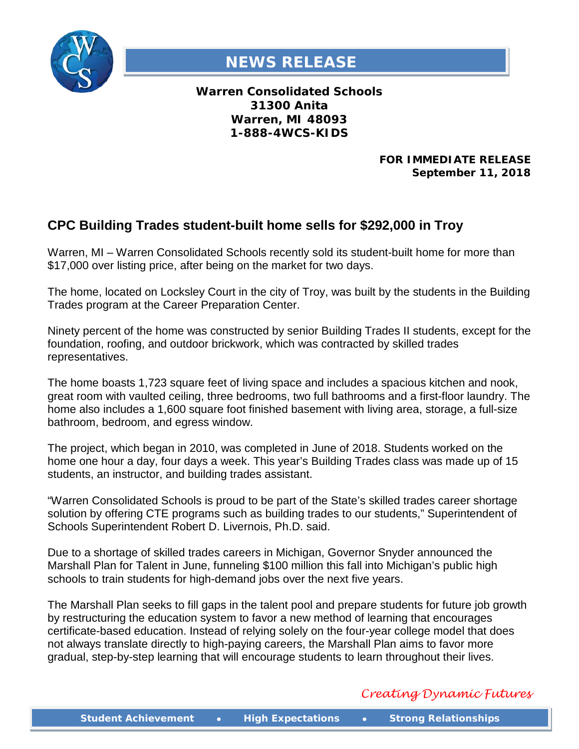# NEWS RELEASE

**Warren Consolidated Schools**
**31300 Anita**
**Warren, MI 48093**
**1-888-4WCS-KIDS**

**FOR IMMEDIATE RELEASE**
**September 11, 2018**

## CPC Building Trades student-built home sells for $292,000 in Troy

Warren, MI – Warren Consolidated Schools recently sold its student-built home for more than $17,000 over listing price, after being on the market for two days.

The home, located on Locksley Court in the city of Troy, was built by the students in the Building Trades program at the Career Preparation Center.

Ninety percent of the home was constructed by senior Building Trades II students, except for the foundation, roofing, and outdoor brickwork, which was contracted by skilled trades representatives.

The home boasts 1,723 square feet of living space and includes a spacious kitchen and nook, great room with vaulted ceiling, three bedrooms, two full bathrooms and a first-floor laundry. The home also includes a 1,600 square foot finished basement with living area, storage, a full-size bathroom, bedroom, and egress window.

The project, which began in 2010, was completed in June of 2018. Students worked on the home one hour a day, four days a week. This year's Building Trades class was made up of 15 students, an instructor, and building trades assistant.

"Warren Consolidated Schools is proud to be part of the State's skilled trades career shortage solution by offering CTE programs such as building trades to our students," Superintendent of Schools Superintendent Robert D. Livernois, Ph.D. said.

Due to a shortage of skilled trades careers in Michigan, Governor Snyder announced the Marshall Plan for Talent in June, funneling $100 million this fall into Michigan's public high schools to train students for high-demand jobs over the next five years.

The Marshall Plan seeks to fill gaps in the talent pool and prepare students for future job growth by restructuring the education system to favor a new method of learning that encourages certificate-based education. Instead of relying solely on the four-year college model that does not always translate directly to high-paying careers, the Marshall Plan aims to favor more gradual, step-by-step learning that will encourage students to learn throughout their lives.

*Creating Dynamic Futures*

**Student Achievement • High Expectations • Strong Relationships**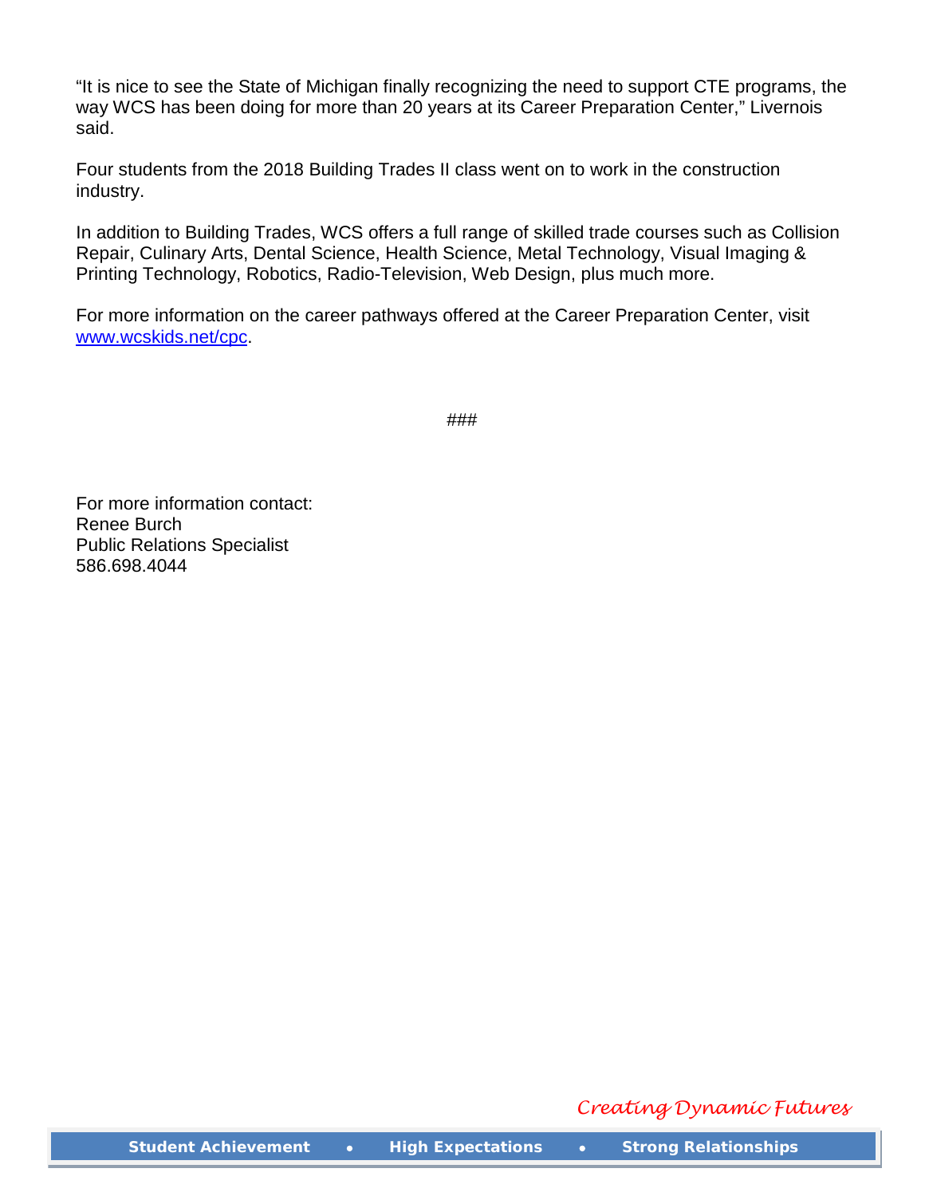"It is nice to see the State of Michigan finally recognizing the need to support CTE programs, the way WCS has been doing for more than 20 years at its Career Preparation Center," Livernois said.

Four students from the 2018 Building Trades II class went on to work in the construction industry.

In addition to Building Trades, WCS offers a full range of skilled trade courses such as Collision Repair, Culinary Arts, Dental Science, Health Science, Metal Technology, Visual Imaging & Printing Technology, Robotics, Radio-Television, Web Design, plus much more.

For more information on the career pathways offered at the Career Preparation Center, visit [www.wcskids.net/cpc](http://www.wcskids.net/cpc).

###

For more information contact:
Renee Burch
Public Relations Specialist
586.698.4044

*Creating Dynamic Futures*

**Student Achievement • High Expectations • Strong Relationships**